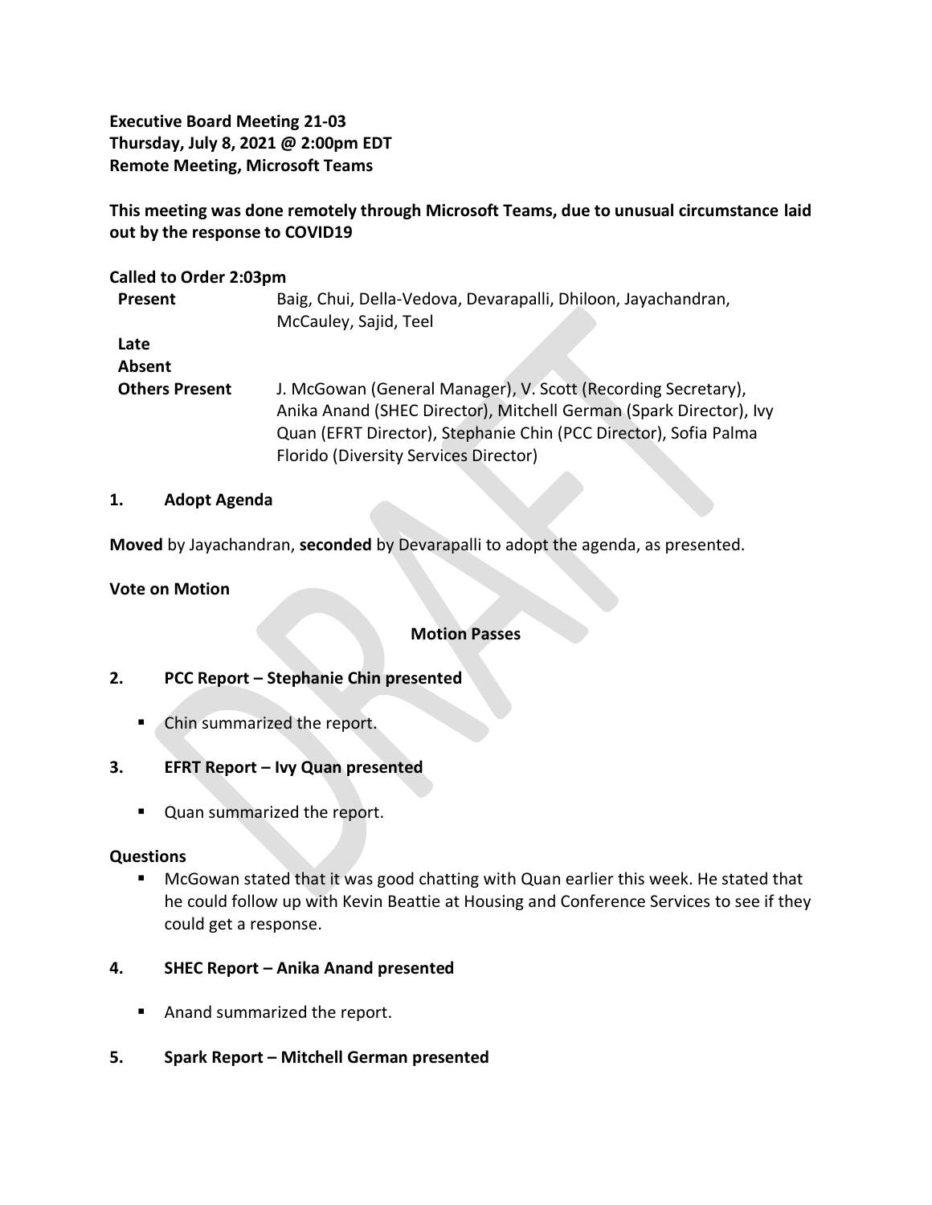**Executive Board Meeting 21-03**
**Thursday, July 8, 2021 @ 2:00pm EDT**
**Remote Meeting, Microsoft Teams**

**This meeting was done remotely through Microsoft Teams, due to unusual circumstance laid out by the response to COVID19**

**Called to Order 2:03pm**

| | |
|---|---|
| **Present** | Baig, Chui, Della-Vedova, Devarapalli, Dhiloon, Jayachandran, McCauley, Sajid, Teel |
| **Late** | |
| **Absent** | |
| **Others Present** | J. McGowan (General Manager), V. Scott (Recording Secretary), Anika Anand (SHEC Director), Mitchell German (Spark Director), Ivy Quan (EFRT Director), Stephanie Chin (PCC Director), Sofia Palma Florido (Diversity Services Director) |

## 1. Adopt Agenda

**Moved** by Jayachandran, **seconded** by Devarapalli to adopt the agenda, as presented.

**Vote on Motion**

**Motion Passes**

## 2. PCC Report – Stephanie Chin presented

- Chin summarized the report.

## 3. EFRT Report – Ivy Quan presented

- Quan summarized the report.

**Questions**

- McGowan stated that it was good chatting with Quan earlier this week. He stated that he could follow up with Kevin Beattie at Housing and Conference Services to see if they could get a response.

## 4. SHEC Report – Anika Anand presented

- Anand summarized the report.

## 5. Spark Report – Mitchell German presented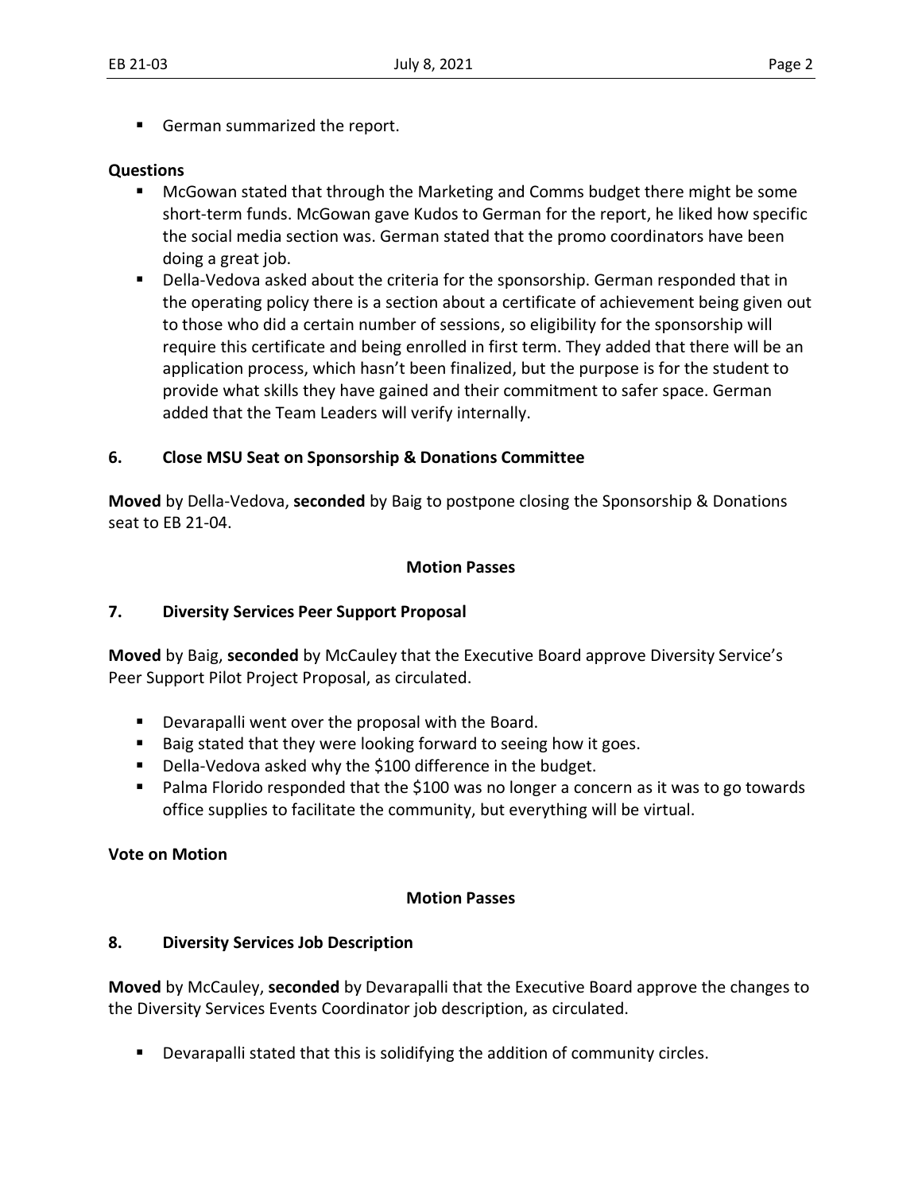- German summarized the report.

**Questions**

- McGowan stated that through the Marketing and Comms budget there might be some short-term funds. McGowan gave Kudos to German for the report, he liked how specific the social media section was. German stated that the promo coordinators have been doing a great job.
- Della-Vedova asked about the criteria for the sponsorship. German responded that in the operating policy there is a section about a certificate of achievement being given out to those who did a certain number of sessions, so eligibility for the sponsorship will require this certificate and being enrolled in first term. They added that there will be an application process, which hasn't been finalized, but the purpose is for the student to provide what skills they have gained and their commitment to safer space. German added that the Team Leaders will verify internally.

## 6. Close MSU Seat on Sponsorship & Donations Committee

**Moved** by Della-Vedova, **seconded** by Baig to postpone closing the Sponsorship & Donations seat to EB 21-04.

**Motion Passes**

## 7. Diversity Services Peer Support Proposal

**Moved** by Baig, **seconded** by McCauley that the Executive Board approve Diversity Service's Peer Support Pilot Project Proposal, as circulated.

- Devarapalli went over the proposal with the Board.
- Baig stated that they were looking forward to seeing how it goes.
- Della-Vedova asked why the $100 difference in the budget.
- Palma Florido responded that the $100 was no longer a concern as it was to go towards office supplies to facilitate the community, but everything will be virtual.

**Vote on Motion**

**Motion Passes**

## 8. Diversity Services Job Description

**Moved** by McCauley, **seconded** by Devarapalli that the Executive Board approve the changes to the Diversity Services Events Coordinator job description, as circulated.

- Devarapalli stated that this is solidifying the addition of community circles.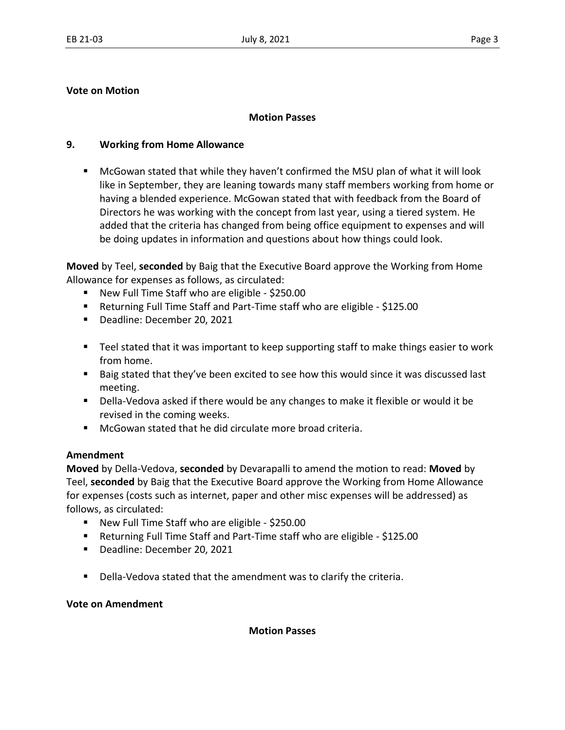**Vote on Motion**

**Motion Passes**

## 9. Working from Home Allowance

- McGowan stated that while they haven't confirmed the MSU plan of what it will look like in September, they are leaning towards many staff members working from home or having a blended experience. McGowan stated that with feedback from the Board of Directors he was working with the concept from last year, using a tiered system. He added that the criteria has changed from being office equipment to expenses and will be doing updates in information and questions about how things could look.

**Moved** by Teel, **seconded** by Baig that the Executive Board approve the Working from Home Allowance for expenses as follows, as circulated:

- New Full Time Staff who are eligible - $250.00
- Returning Full Time Staff and Part-Time staff who are eligible - $125.00
- Deadline: December 20, 2021

- Teel stated that it was important to keep supporting staff to make things easier to work from home.
- Baig stated that they've been excited to see how this would since it was discussed last meeting.
- Della-Vedova asked if there would be any changes to make it flexible or would it be revised in the coming weeks.
- McGowan stated that he did circulate more broad criteria.

**Amendment**

**Moved** by Della-Vedova, **seconded** by Devarapalli to amend the motion to read: **Moved** by Teel, **seconded** by Baig that the Executive Board approve the Working from Home Allowance for expenses (costs such as internet, paper and other misc expenses will be addressed) as follows, as circulated:

- New Full Time Staff who are eligible - $250.00
- Returning Full Time Staff and Part-Time staff who are eligible - $125.00
- Deadline: December 20, 2021

- Della-Vedova stated that the amendment was to clarify the criteria.

**Vote on Amendment**

**Motion Passes**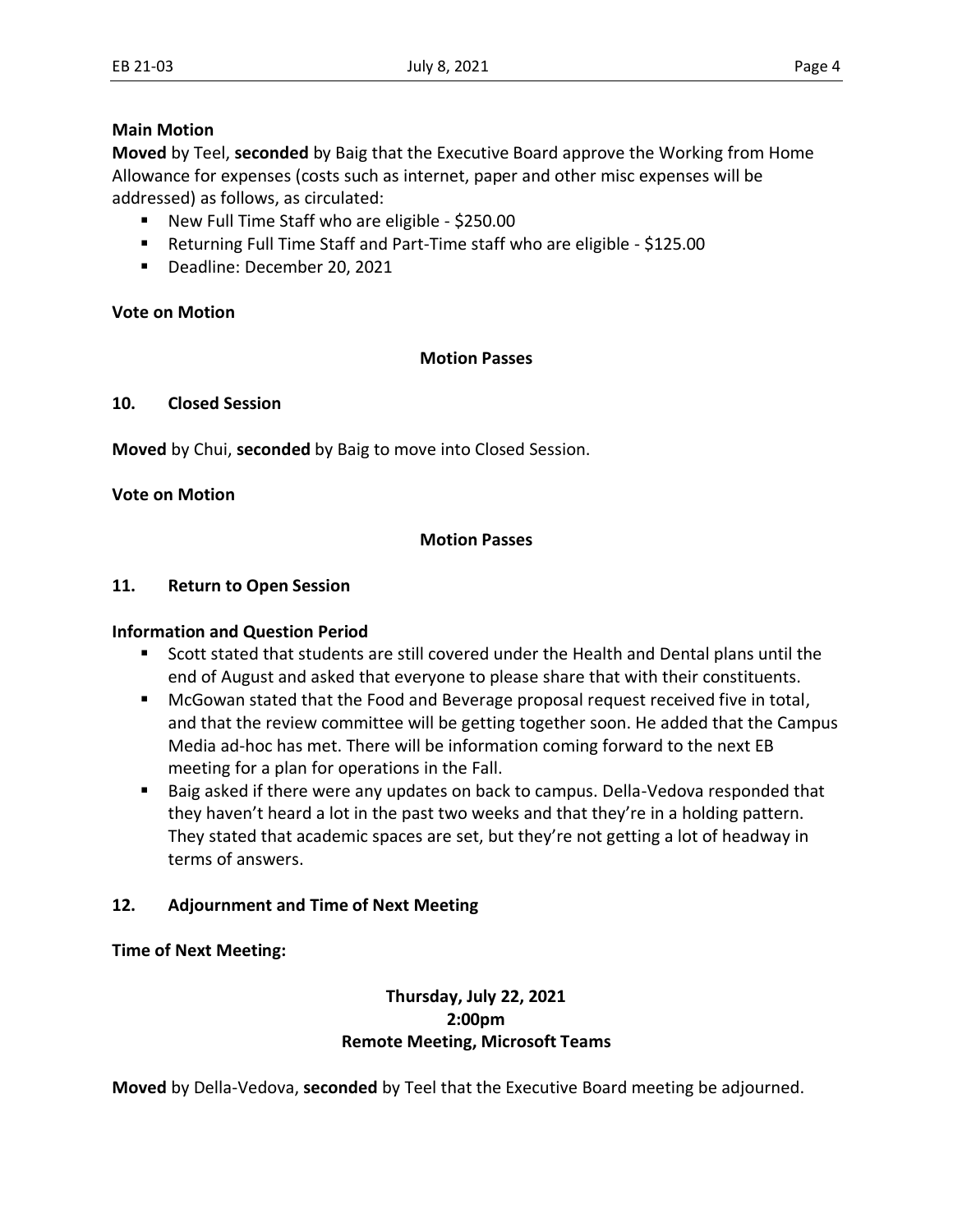**Main Motion**

**Moved** by Teel, **seconded** by Baig that the Executive Board approve the Working from Home Allowance for expenses (costs such as internet, paper and other misc expenses will be addressed) as follows, as circulated:

- New Full Time Staff who are eligible - $250.00
- Returning Full Time Staff and Part-Time staff who are eligible - $125.00
- Deadline: December 20, 2021

**Vote on Motion**

**Motion Passes**

## 10. Closed Session

**Moved** by Chui, **seconded** by Baig to move into Closed Session.

**Vote on Motion**

**Motion Passes**

## 11. Return to Open Session

**Information and Question Period**

- Scott stated that students are still covered under the Health and Dental plans until the end of August and asked that everyone to please share that with their constituents.
- McGowan stated that the Food and Beverage proposal request received five in total, and that the review committee will be getting together soon. He added that the Campus Media ad-hoc has met. There will be information coming forward to the next EB meeting for a plan for operations in the Fall.
- Baig asked if there were any updates on back to campus. Della-Vedova responded that they haven't heard a lot in the past two weeks and that they're in a holding pattern. They stated that academic spaces are set, but they're not getting a lot of headway in terms of answers.

## 12. Adjournment and Time of Next Meeting

**Time of Next Meeting:**

**Thursday, July 22, 2021**
**2:00pm**
**Remote Meeting, Microsoft Teams**

**Moved** by Della-Vedova, **seconded** by Teel that the Executive Board meeting be adjourned.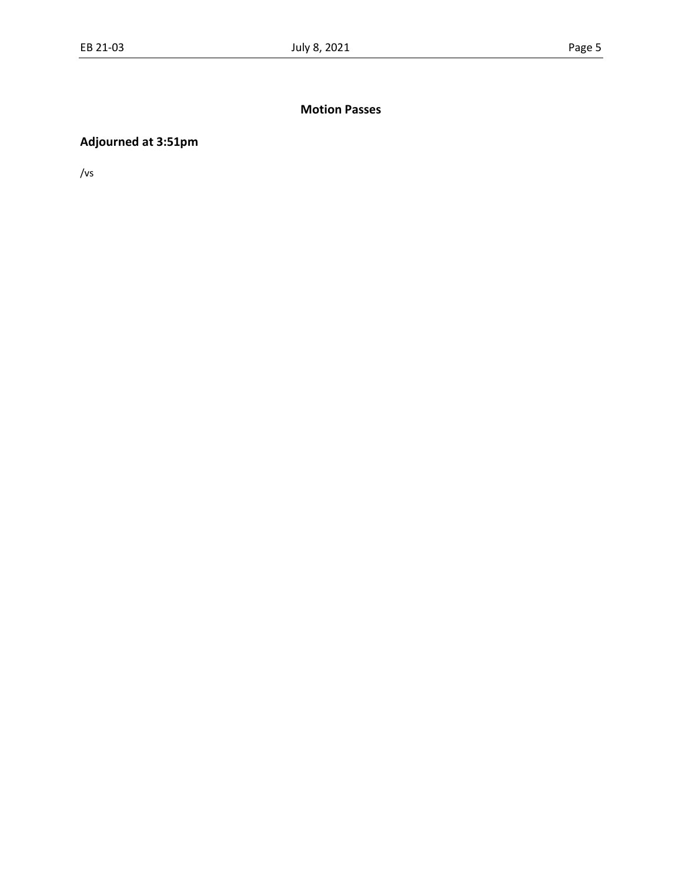**Motion Passes**

## Adjourned at 3:51pm

/vs